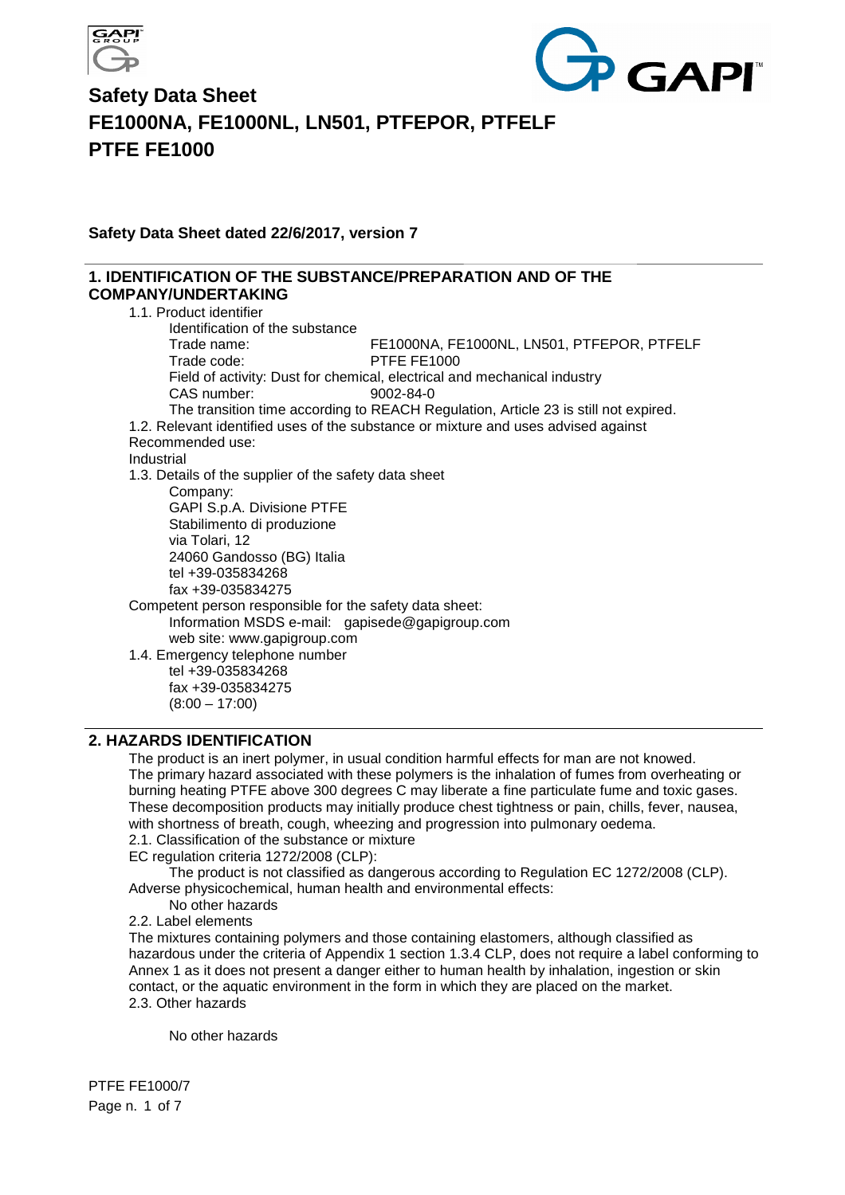# Safety Data Sheet
# FE1000NA, FE1000NL, LN501, PTFEPOR, PTFELF
# PTFE FE1000

**Safety Data Sheet dated 22/6/2017, version 7**

## 1. IDENTIFICATION OF THE SUBSTANCE/PREPARATION AND OF THE COMPANY/UNDERTAKING

1.1. Product identifier

Identification of the substance

Trade name: FE1000NA, FE1000NL, LN501, PTFEPOR, PTFELF

Trade code: PTFE FE1000

Field of activity: Dust for chemical, electrical and mechanical industry

CAS number: 9002-84-0

The transition time according to REACH Regulation, Article 23 is still not expired.

1.2. Relevant identified uses of the substance or mixture and uses advised against

Recommended use:

Industrial

1.3. Details of the supplier of the safety data sheet

Company:
GAPI S.p.A. Divisione PTFE
Stabilimento di produzione
via Tolari, 12
24060 Gandosso (BG) Italia
tel +39-035834268
fax +39-035834275

Competent person responsible for the safety data sheet:

Information MSDS e-mail: gapisede@gapigroup.com
web site: www.gapigroup.com

1.4. Emergency telephone number

tel +39-035834268
fax +39-035834275
(8:00 – 17:00)

## 2. HAZARDS IDENTIFICATION

The product is an inert polymer, in usual condition harmful effects for man are not knowed. The primary hazard associated with these polymers is the inhalation of fumes from overheating or burning heating PTFE above 300 degrees C may liberate a fine particulate fume and toxic gases. These decomposition products may initially produce chest tightness or pain, chills, fever, nausea, with shortness of breath, cough, wheezing and progression into pulmonary oedema.

2.1. Classification of the substance or mixture

EC regulation criteria 1272/2008 (CLP):

The product is not classified as dangerous according to Regulation EC 1272/2008 (CLP).

Adverse physicochemical, human health and environmental effects:

No other hazards

2.2. Label elements

The mixtures containing polymers and those containing elastomers, although classified as hazardous under the criteria of Appendix 1 section 1.3.4 CLP, does not require a label conforming to Annex 1 as it does not present a danger either to human health by inhalation, ingestion or skin contact, or the aquatic environment in the form in which they are placed on the market.

2.3. Other hazards

No other hazards

PTFE FE1000/7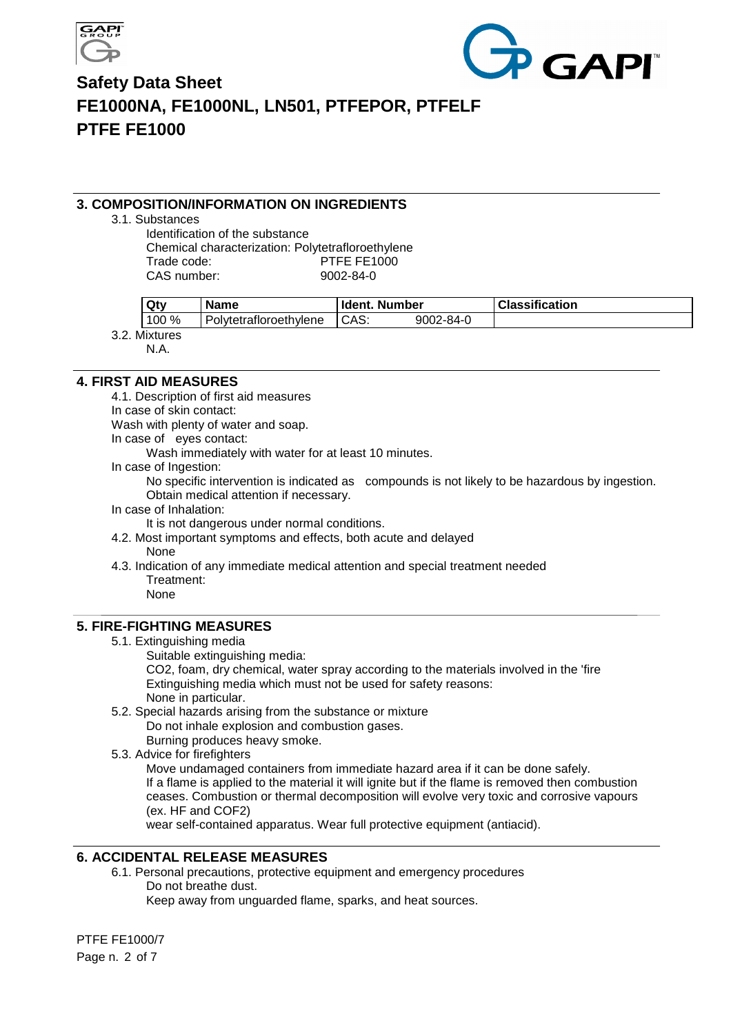# Safety Data Sheet
# FE1000NA, FE1000NL, LN501, PTFEPOR, PTFELF
# PTFE FE1000

## 3. COMPOSITION/INFORMATION ON INGREDIENTS

3.1. Substances

Identification of the substance
Chemical characterization: Polytetrafloroethylene
Trade code: PTFE FE1000
CAS number: 9002-84-0

| Qty | Name | Ident. Number | | Classification |
|---|---|---|---|---|
| 100 % | Polytetrafloroethylene | CAS: | 9002-84-0 | |

3.2. Mixtures

N.A.

## 4. FIRST AID MEASURES

4.1. Description of first aid measures

In case of skin contact:

Wash with plenty of water and soap.

In case of eyes contact:

Wash immediately with water for at least 10 minutes.

In case of Ingestion:

No specific intervention is indicated as compounds is not likely to be hazardous by ingestion. Obtain medical attention if necessary.

In case of Inhalation:

It is not dangerous under normal conditions.

4.2. Most important symptoms and effects, both acute and delayed

None

4.3. Indication of any immediate medical attention and special treatment needed

Treatment:

None

## 5. FIRE-FIGHTING MEASURES

5.1. Extinguishing media

Suitable extinguishing media:

$CO_2$, foam, dry chemical, water spray according to the materials involved in the 'fire

Extinguishing media which must not be used for safety reasons:

None in particular.

5.2. Special hazards arising from the substance or mixture

Do not inhale explosion and combustion gases.

Burning produces heavy smoke.

5.3. Advice for firefighters

Move undamaged containers from immediate hazard area if it can be done safely.

If a flame is applied to the material it will ignite but if the flame is removed then combustion ceases. Combustion or thermal decomposition will evolve very toxic and corrosive vapours (ex. HF and $COF_2$)

wear self-contained apparatus. Wear full protective equipment (antiacid).

## 6. ACCIDENTAL RELEASE MEASURES

6.1. Personal precautions, protective equipment and emergency procedures

Do not breathe dust.

Keep away from unguarded flame, sparks, and heat sources.

PTFE FE1000/7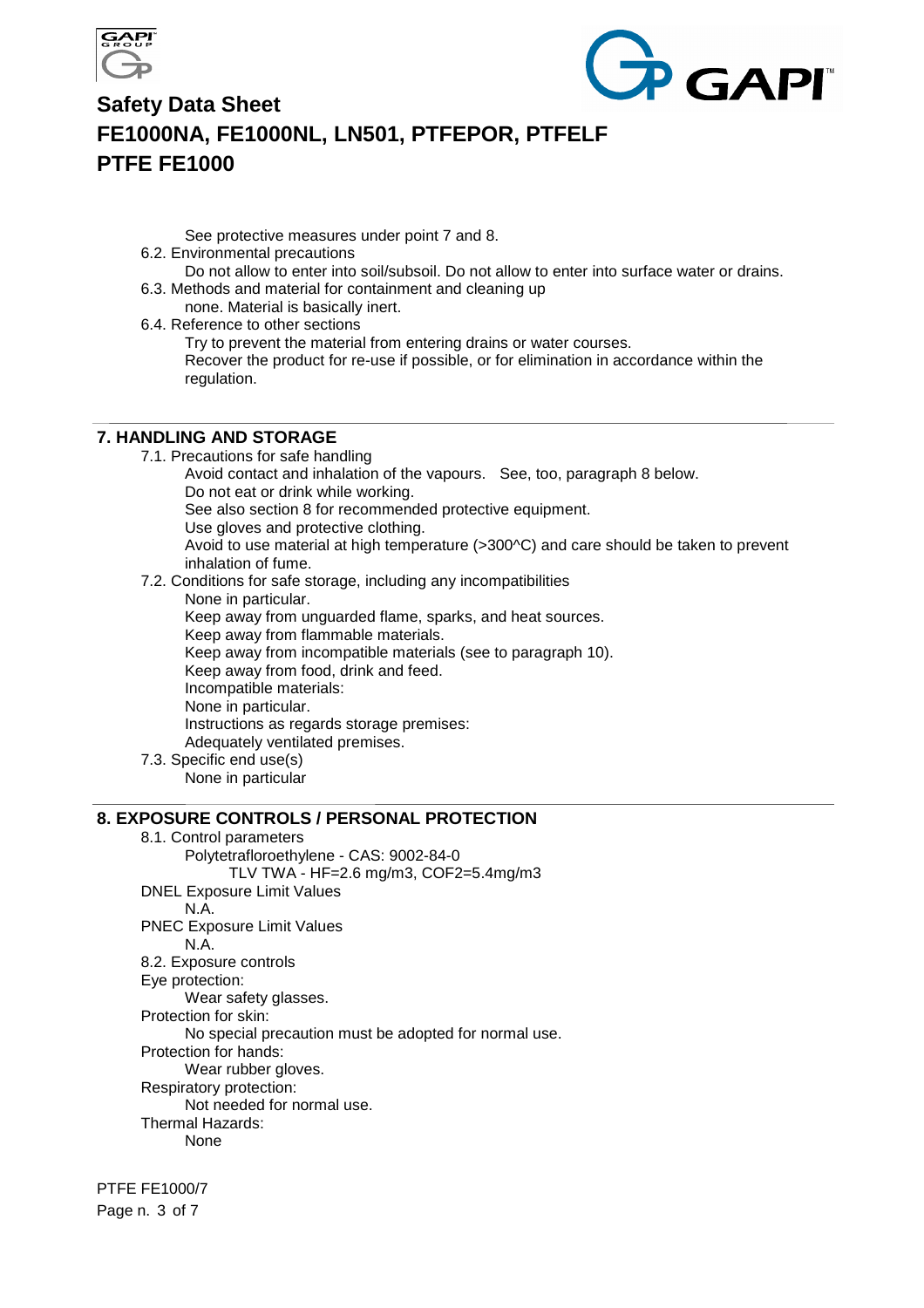See protective measures under point 7 and 8.

6.2. Environmental precautions

Do not allow to enter into soil/subsoil. Do not allow to enter into surface water or drains.

6.3. Methods and material for containment and cleaning up

none. Material is basically inert.

6.4. Reference to other sections

Try to prevent the material from entering drains or water courses.
Recover the product for re-use if possible, or for elimination in accordance within the regulation.

## 7. HANDLING AND STORAGE

7.1. Precautions for safe handling

Avoid contact and inhalation of the vapours. See, too, paragraph 8 below.
Do not eat or drink while working.
See also section 8 for recommended protective equipment.
Use gloves and protective clothing.
Avoid to use material at high temperature (>300^C) and care should be taken to prevent inhalation of fume.

7.2. Conditions for safe storage, including any incompatibilities

None in particular.
Keep away from unguarded flame, sparks, and heat sources.
Keep away from flammable materials.
Keep away from incompatible materials (see to paragraph 10).
Keep away from food, drink and feed.
Incompatible materials:
None in particular.
Instructions as regards storage premises:
Adequately ventilated premises.

7.3. Specific end use(s)

None in particular

## 8. EXPOSURE CONTROLS / PERSONAL PROTECTION

8.1. Control parameters

Polytetrafloroethylene - CAS: 9002-84-0

TLV TWA - HF=2.6 mg/m3, COF2=5.4mg/m3

DNEL Exposure Limit Values

N.A.

PNEC Exposure Limit Values

N.A.

8.2. Exposure controls

Eye protection:

Wear safety glasses.

Protection for skin:

No special precaution must be adopted for normal use.

Protection for hands:

Wear rubber gloves.

Respiratory protection:

Not needed for normal use.

Thermal Hazards:

None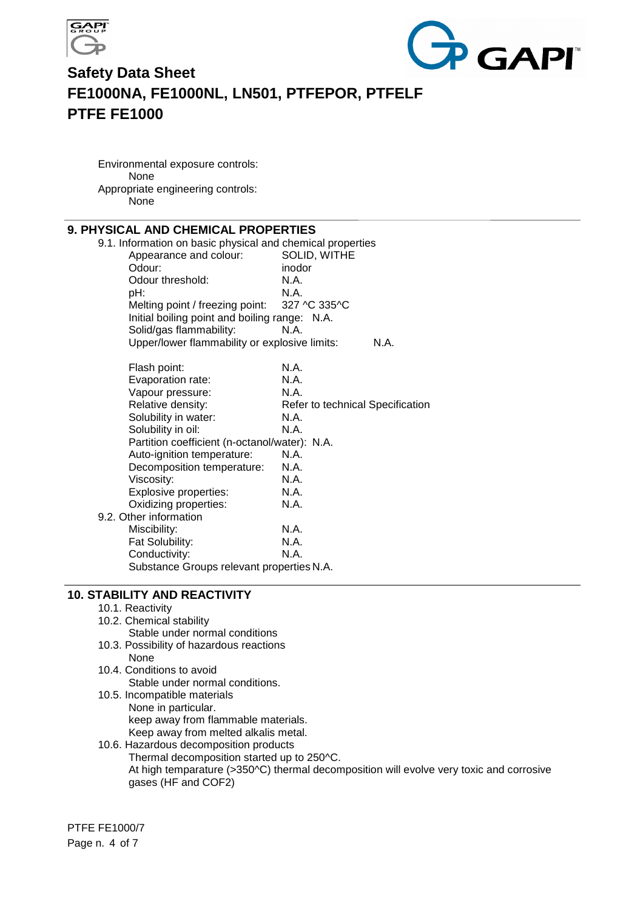Environmental exposure controls:
None

Appropriate engineering controls:
None

## 9. PHYSICAL AND CHEMICAL PROPERTIES

9.1. Information on basic physical and chemical properties

| | |
|---|---|
| Appearance and colour: | SOLID, WITHE |
| Odour: | inodor |
| Odour threshold: | N.A. |
| pH: | N.A. |
| Melting point / freezing point: | 327 ^C 335^C |
| Initial boiling point and boiling range: | N.A. |
| Solid/gas flammability: | N.A. |
| Upper/lower flammability or explosive limits: | N.A. |
| Flash point: | N.A. |
| Evaporation rate: | N.A. |
| Vapour pressure: | N.A. |
| Relative density: | Refer to technical Specification |
| Solubility in water: | N.A. |
| Solubility in oil: | N.A. |
| Partition coefficient (n-octanol/water): | N.A. |
| Auto-ignition temperature: | N.A. |
| Decomposition temperature: | N.A. |
| Viscosity: | N.A. |
| Explosive properties: | N.A. |
| Oxidizing properties: | N.A. |

9.2. Other information

| | |
|---|---|
| Miscibility: | N.A. |
| Fat Solubility: | N.A. |
| Conductivity: | N.A. |
| Substance Groups relevant properties | N.A. |

## 10. STABILITY AND REACTIVITY

10.1. Reactivity

10.2. Chemical stability
Stable under normal conditions

10.3. Possibility of hazardous reactions
None

10.4. Conditions to avoid
Stable under normal conditions.

10.5. Incompatible materials
None in particular.
keep away from flammable materials.
Keep away from melted alkalis metal.

10.6. Hazardous decomposition products
Thermal decomposition started up to 250^C.
At high temparature (>350^C) thermal decomposition will evolve very toxic and corrosive gases (HF and $COF_2$)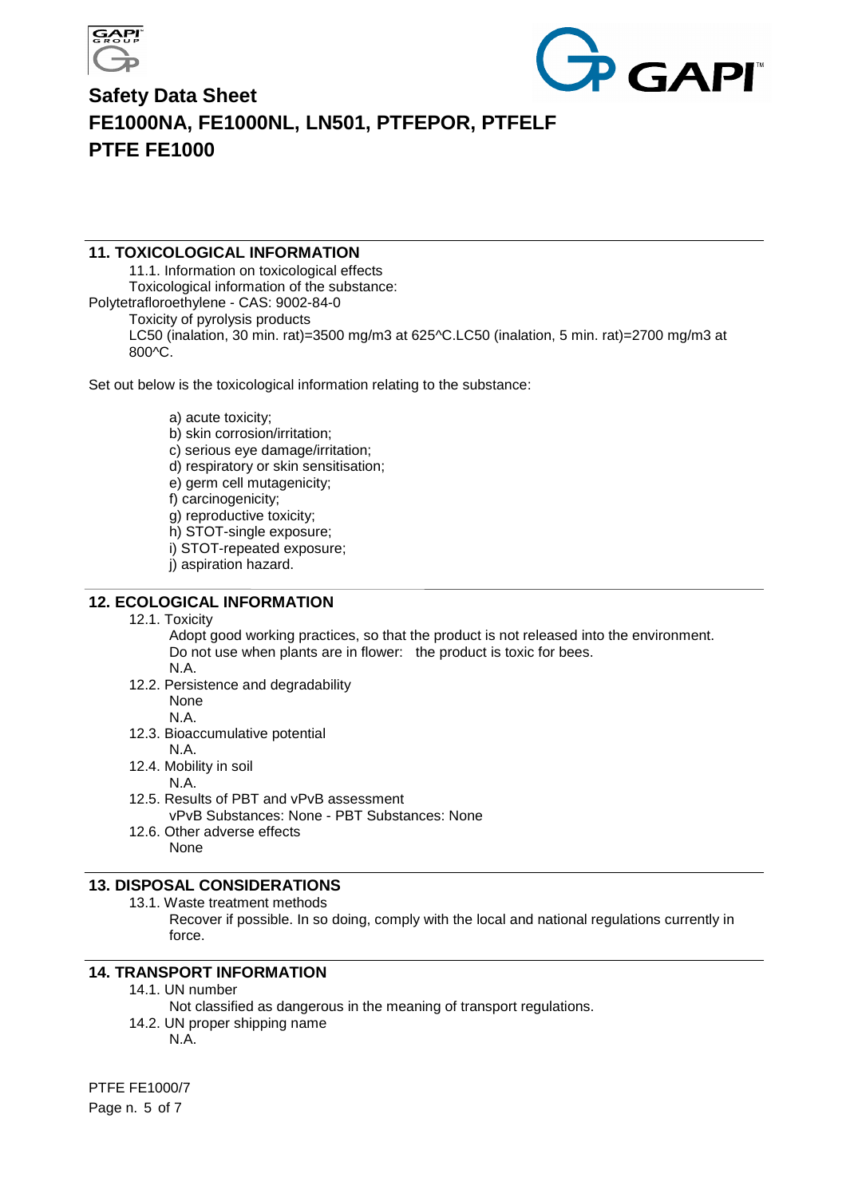## 11. TOXICOLOGICAL INFORMATION

11.1. Information on toxicological effects

Toxicological information of the substance:

Polytetrafloroethylene - CAS: 9002-84-0

Toxicity of pyrolysis products

LC50 (inalation, 30 min. rat)=3500 mg/m3 at 625^C.LC50 (inalation, 5 min. rat)=2700 mg/m3 at 800^C.

Set out below is the toxicological information relating to the substance:

a) acute toxicity;
b) skin corrosion/irritation;
c) serious eye damage/irritation;
d) respiratory or skin sensitisation;
e) germ cell mutagenicity;
f) carcinogenicity;
g) reproductive toxicity;
h) STOT-single exposure;
i) STOT-repeated exposure;
j) aspiration hazard.

## 12. ECOLOGICAL INFORMATION

12.1. Toxicity

Adopt good working practices, so that the product is not released into the environment.
Do not use when plants are in flower: the product is toxic for bees.
N.A.

12.2. Persistence and degradability

None
N.A.

12.3. Bioaccumulative potential

N.A.

12.4. Mobility in soil

N.A.

12.5. Results of PBT and vPvB assessment

vPvB Substances: None - PBT Substances: None

12.6. Other adverse effects

None

## 13. DISPOSAL CONSIDERATIONS

13.1. Waste treatment methods

Recover if possible. In so doing, comply with the local and national regulations currently in force.

## 14. TRANSPORT INFORMATION

14.1. UN number

Not classified as dangerous in the meaning of transport regulations.

14.2. UN proper shipping name

N.A.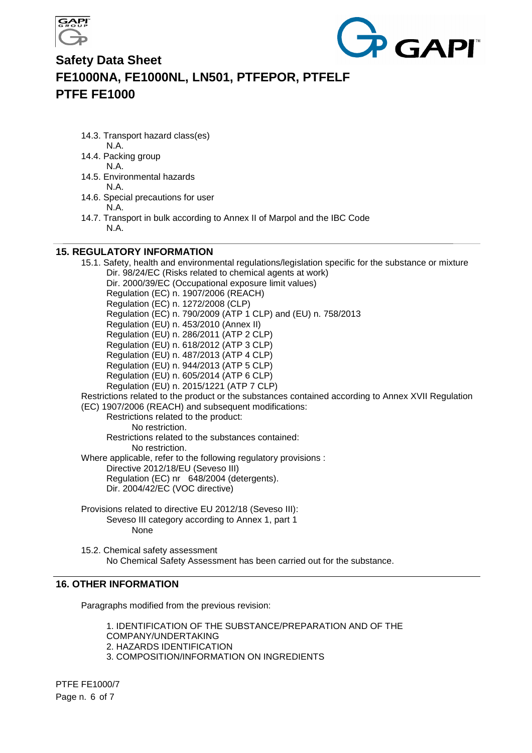- 14.3. Transport hazard class(es)
  - N.A.
- 14.4. Packing group
  - N.A.
- 14.5. Environmental hazards
  - N.A.
- 14.6. Special precautions for user
  - N.A.
- 14.7. Transport in bulk according to Annex II of Marpol and the IBC Code
  - N.A.

## 15. REGULATORY INFORMATION

15.1. Safety, health and environmental regulations/legislation specific for the substance or mixture

- Dir. 98/24/EC (Risks related to chemical agents at work)
- Dir. 2000/39/EC (Occupational exposure limit values)
- Regulation (EC) n. 1907/2006 (REACH)
- Regulation (EC) n. 1272/2008 (CLP)
- Regulation (EC) n. 790/2009 (ATP 1 CLP) and (EU) n. 758/2013
- Regulation (EU) n. 453/2010 (Annex II)
- Regulation (EU) n. 286/2011 (ATP 2 CLP)
- Regulation (EU) n. 618/2012 (ATP 3 CLP)
- Regulation (EU) n. 487/2013 (ATP 4 CLP)
- Regulation (EU) n. 944/2013 (ATP 5 CLP)
- Regulation (EU) n. 605/2014 (ATP 6 CLP)
- Regulation (EU) n. 2015/1221 (ATP 7 CLP)

Restrictions related to the product or the substances contained according to Annex XVII Regulation (EC) 1907/2006 (REACH) and subsequent modifications:

- Restrictions related to the product:
  - No restriction.
- Restrictions related to the substances contained:
  - No restriction.

Where applicable, refer to the following regulatory provisions :

- Directive 2012/18/EU (Seveso III)
- Regulation (EC) nr 648/2004 (detergents).
- Dir. 2004/42/EC (VOC directive)

Provisions related to directive EU 2012/18 (Seveso III):

- Seveso III category according to Annex 1, part 1
  - None

15.2. Chemical safety assessment

No Chemical Safety Assessment has been carried out for the substance.

## 16. OTHER INFORMATION

Paragraphs modified from the previous revision:

1. IDENTIFICATION OF THE SUBSTANCE/PREPARATION AND OF THE COMPANY/UNDERTAKING
2. HAZARDS IDENTIFICATION
3. COMPOSITION/INFORMATION ON INGREDIENTS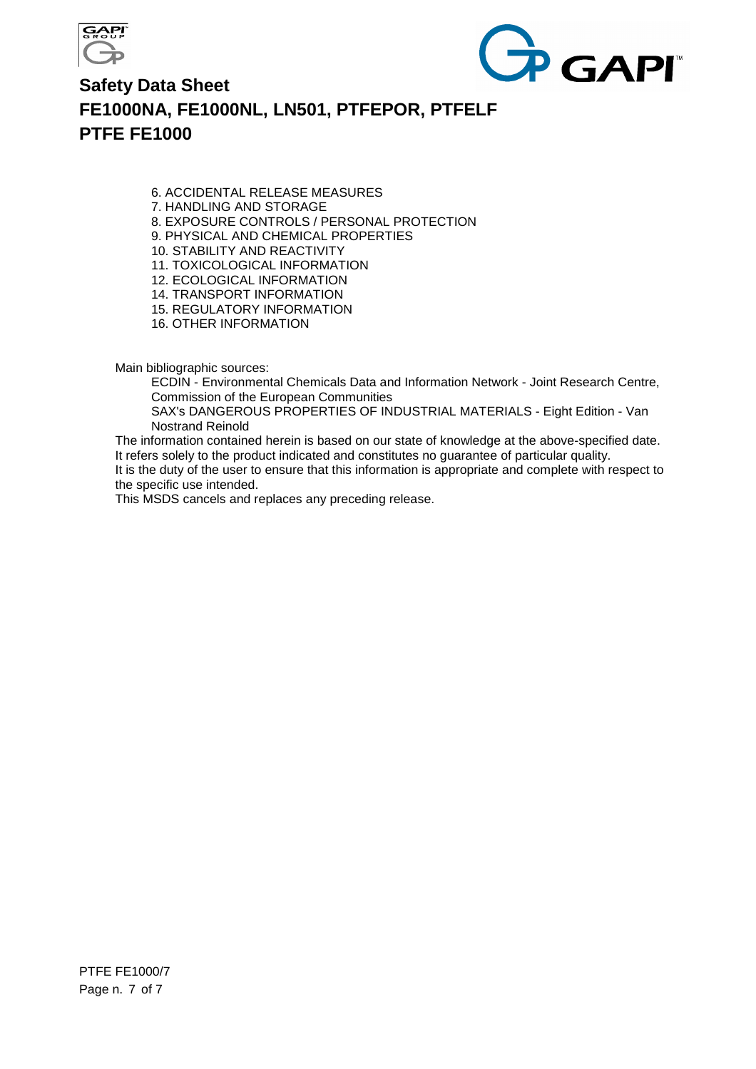6. ACCIDENTAL RELEASE MEASURES
7. HANDLING AND STORAGE
8. EXPOSURE CONTROLS / PERSONAL PROTECTION
9. PHYSICAL AND CHEMICAL PROPERTIES
10. STABILITY AND REACTIVITY
11. TOXICOLOGICAL INFORMATION
12. ECOLOGICAL INFORMATION
14. TRANSPORT INFORMATION
15. REGULATORY INFORMATION
16. OTHER INFORMATION

Main bibliographic sources:

ECDIN - Environmental Chemicals Data and Information Network - Joint Research Centre, Commission of the European Communities

SAX's DANGEROUS PROPERTIES OF INDUSTRIAL MATERIALS - Eight Edition - Van Nostrand Reinold

The information contained herein is based on our state of knowledge at the above-specified date. It refers solely to the product indicated and constitutes no guarantee of particular quality.
It is the duty of the user to ensure that this information is appropriate and complete with respect to the specific use intended.
This MSDS cancels and replaces any preceding release.